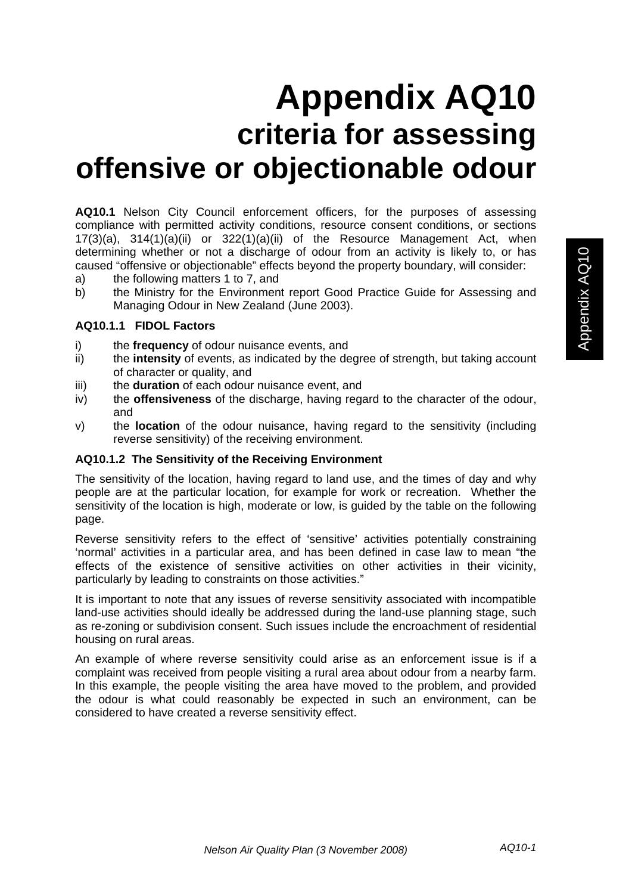# Appendix AQ10
## criteria for assessing offensive or objectionable odour

**AQ10.1** Nelson City Council enforcement officers, for the purposes of assessing compliance with permitted activity conditions, resource consent conditions, or sections 17(3)(a), 314(1)(a)(ii) or 322(1)(a)(ii) of the Resource Management Act, when determining whether or not a discharge of odour from an activity is likely to, or has caused "offensive or objectionable" effects beyond the property boundary, will consider:

a) the following matters 1 to 7, and
b) the Ministry for the Environment report Good Practice Guide for Assessing and Managing Odour in New Zealand (June 2003).

### AQ10.1.1 FIDOL Factors

i) the **frequency** of odour nuisance events, and
ii) the **intensity** of events, as indicated by the degree of strength, but taking account of character or quality, and
iii) the **duration** of each odour nuisance event, and
iv) the **offensiveness** of the discharge, having regard to the character of the odour, and
v) the **location** of the odour nuisance, having regard to the sensitivity (including reverse sensitivity) of the receiving environment.

### AQ10.1.2 The Sensitivity of the Receiving Environment

The sensitivity of the location, having regard to land use, and the times of day and why people are at the particular location, for example for work or recreation. Whether the sensitivity of the location is high, moderate or low, is guided by the table on the following page.

Reverse sensitivity refers to the effect of 'sensitive' activities potentially constraining 'normal' activities in a particular area, and has been defined in case law to mean "the effects of the existence of sensitive activities on other activities in their vicinity, particularly by leading to constraints on those activities."

It is important to note that any issues of reverse sensitivity associated with incompatible land-use activities should ideally be addressed during the land-use planning stage, such as re-zoning or subdivision consent. Such issues include the encroachment of residential housing on rural areas.

An example of where reverse sensitivity could arise as an enforcement issue is if a complaint was received from people visiting a rural area about odour from a nearby farm. In this example, the people visiting the area have moved to the problem, and provided the odour is what could reasonably be expected in such an environment, can be considered to have created a reverse sensitivity effect.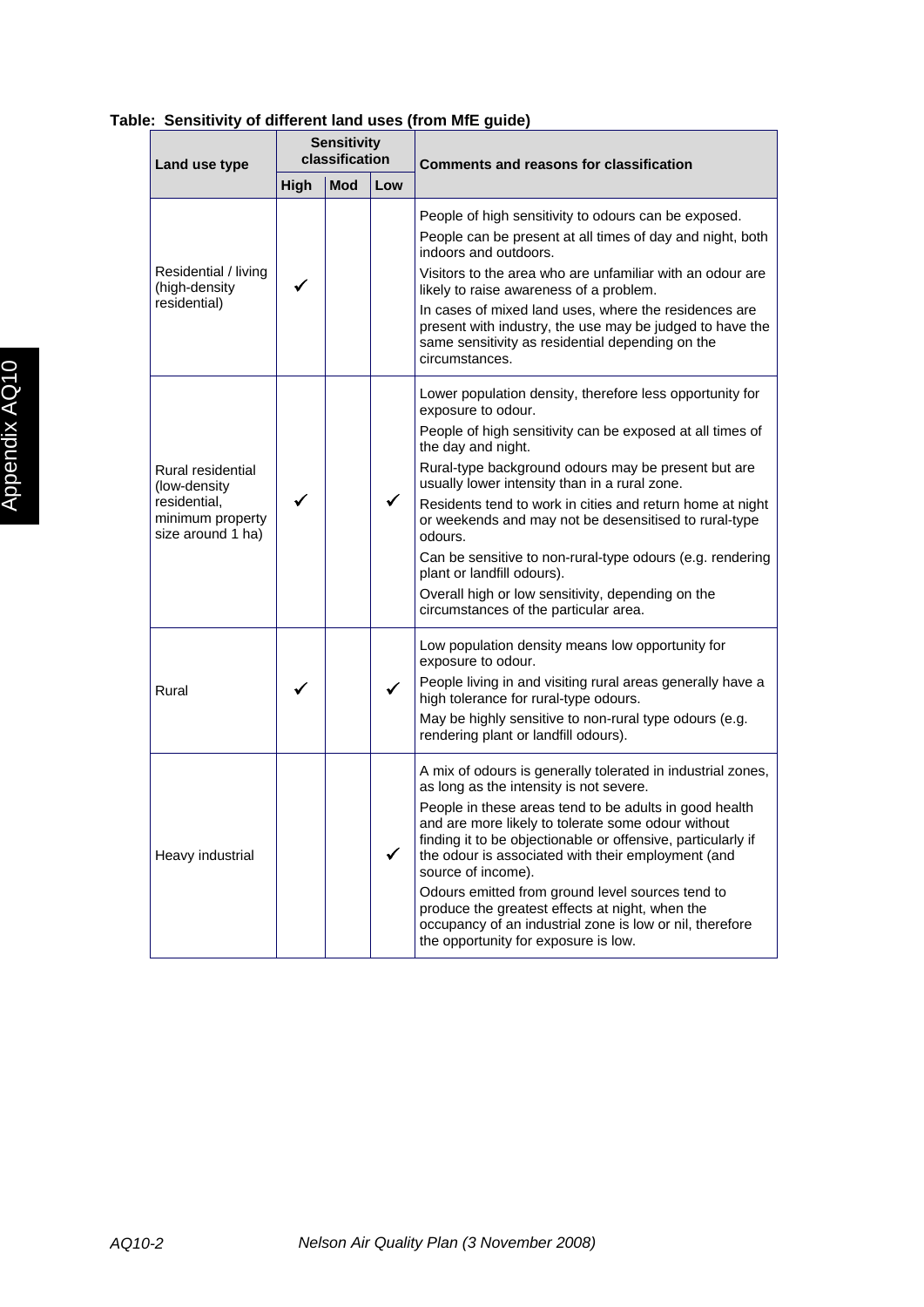**Table: Sensitivity of different land uses (from MfE guide)**

| Land use type | Sensitivity classification | | | Comments and reasons for classification |
|---|---|---|---|---|
| | High | Mod | Low | |
| Residential / living (high-density residential) | ✓ | | | People of high sensitivity to odours can be exposed. People can be present at all times of day and night, both indoors and outdoors. Visitors to the area who are unfamiliar with an odour are likely to raise awareness of a problem. In cases of mixed land uses, where the residences are present with industry, the use may be judged to have the same sensitivity as residential depending on the circumstances. |
| Rural residential (low-density residential, minimum property size around 1 ha) | ✓ | | ✓ | Lower population density, therefore less opportunity for exposure to odour. People of high sensitivity can be exposed at all times of the day and night. Rural-type background odours may be present but are usually lower intensity than in a rural zone. Residents tend to work in cities and return home at night or weekends and may not be desensitised to rural-type odours. Can be sensitive to non-rural-type odours (e.g. rendering plant or landfill odours). Overall high or low sensitivity, depending on the circumstances of the particular area. |
| Rural | ✓ | | ✓ | Low population density means low opportunity for exposure to odour. People living in and visiting rural areas generally have a high tolerance for rural-type odours. May be highly sensitive to non-rural type odours (e.g. rendering plant or landfill odours). |
| Heavy industrial | | | ✓ | A mix of odours is generally tolerated in industrial zones, as long as the intensity is not severe. People in these areas tend to be adults in good health and are more likely to tolerate some odour without finding it to be objectionable or offensive, particularly if the odour is associated with their employment (and source of income). Odours emitted from ground level sources tend to produce the greatest effects at night, when the occupancy of an industrial zone is low or nil, therefore the opportunity for exposure is low. |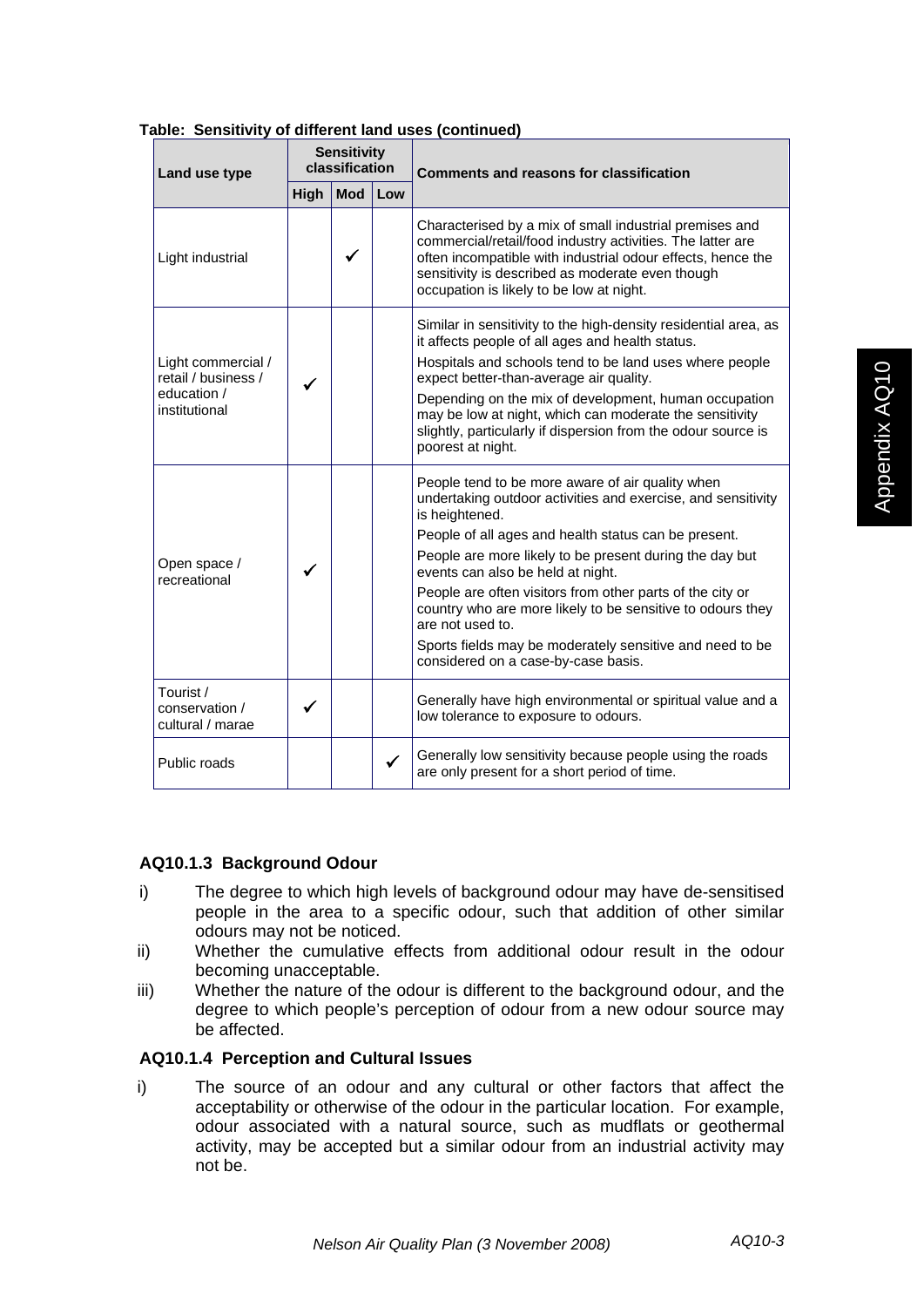**Table: Sensitivity of different land uses (continued)**

| Land use type | Sensitivity classification | | | Comments and reasons for classification |
|---|---|---|---|---|
| | High | Mod | Low | |
| Light industrial | | ✓ | | Characterised by a mix of small industrial premises and commercial/retail/food industry activities. The latter are often incompatible with industrial odour effects, hence the sensitivity is described as moderate even though occupation is likely to be low at night. |
| Light commercial / retail / business / education / institutional | ✓ | | | Similar in sensitivity to the high-density residential area, as it affects people of all ages and health status. Hospitals and schools tend to be land uses where people expect better-than-average air quality. Depending on the mix of development, human occupation may be low at night, which can moderate the sensitivity slightly, particularly if dispersion from the odour source is poorest at night. |
| Open space / recreational | ✓ | | | People tend to be more aware of air quality when undertaking outdoor activities and exercise, and sensitivity is heightened. People of all ages and health status can be present. People are more likely to be present during the day but events can also be held at night. People are often visitors from other parts of the city or country who are more likely to be sensitive to odours they are not used to. Sports fields may be moderately sensitive and need to be considered on a case-by-case basis. |
| Tourist / conservation / cultural / marae | ✓ | | | Generally have high environmental or spiritual value and a low tolerance to exposure to odours. |
| Public roads | | | ✓ | Generally low sensitivity because people using the roads are only present for a short period of time. |

### AQ10.1.3 Background Odour

i) The degree to which high levels of background odour may have de-sensitised people in the area to a specific odour, such that addition of other similar odours may not be noticed.

ii) Whether the cumulative effects from additional odour result in the odour becoming unacceptable.

iii) Whether the nature of the odour is different to the background odour, and the degree to which people's perception of odour from a new odour source may be affected.

### AQ10.1.4 Perception and Cultural Issues

i) The source of an odour and any cultural or other factors that affect the acceptability or otherwise of the odour in the particular location. For example, odour associated with a natural source, such as mudflats or geothermal activity, may be accepted but a similar odour from an industrial activity may not be.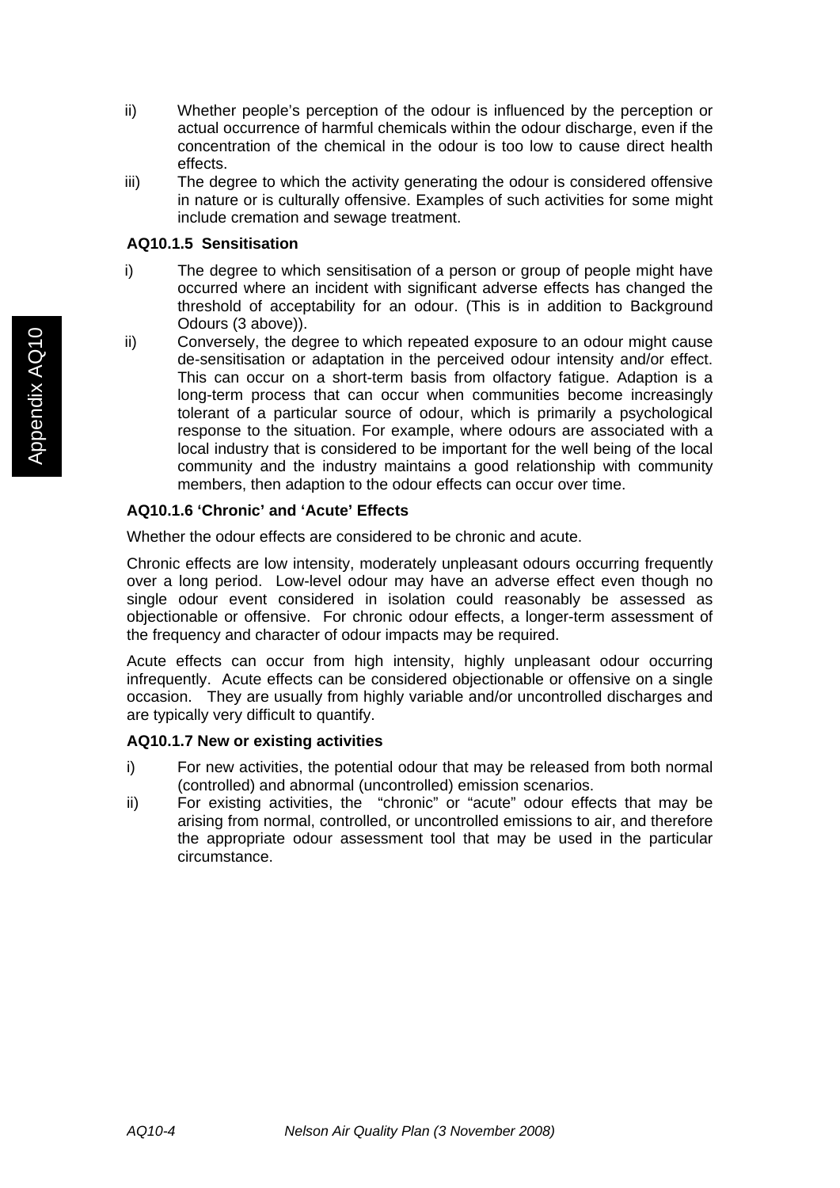ii) Whether people's perception of the odour is influenced by the perception or actual occurrence of harmful chemicals within the odour discharge, even if the concentration of the chemical in the odour is too low to cause direct health effects.

iii) The degree to which the activity generating the odour is considered offensive in nature or is culturally offensive. Examples of such activities for some might include cremation and sewage treatment.

### AQ10.1.5 Sensitisation

i) The degree to which sensitisation of a person or group of people might have occurred where an incident with significant adverse effects has changed the threshold of acceptability for an odour. (This is in addition to Background Odours (3 above)).

ii) Conversely, the degree to which repeated exposure to an odour might cause de-sensitisation or adaptation in the perceived odour intensity and/or effect. This can occur on a short-term basis from olfactory fatigue. Adaption is a long-term process that can occur when communities become increasingly tolerant of a particular source of odour, which is primarily a psychological response to the situation. For example, where odours are associated with a local industry that is considered to be important for the well being of the local community and the industry maintains a good relationship with community members, then adaption to the odour effects can occur over time.

### AQ10.1.6 'Chronic' and 'Acute' Effects

Whether the odour effects are considered to be chronic and acute.

Chronic effects are low intensity, moderately unpleasant odours occurring frequently over a long period. Low-level odour may have an adverse effect even though no single odour event considered in isolation could reasonably be assessed as objectionable or offensive. For chronic odour effects, a longer-term assessment of the frequency and character of odour impacts may be required.

Acute effects can occur from high intensity, highly unpleasant odour occurring infrequently. Acute effects can be considered objectionable or offensive on a single occasion. They are usually from highly variable and/or uncontrolled discharges and are typically very difficult to quantify.

### AQ10.1.7 New or existing activities

i) For new activities, the potential odour that may be released from both normal (controlled) and abnormal (uncontrolled) emission scenarios.

ii) For existing activities, the "chronic" or "acute" odour effects that may be arising from normal, controlled, or uncontrolled emissions to air, and therefore the appropriate odour assessment tool that may be used in the particular circumstance.